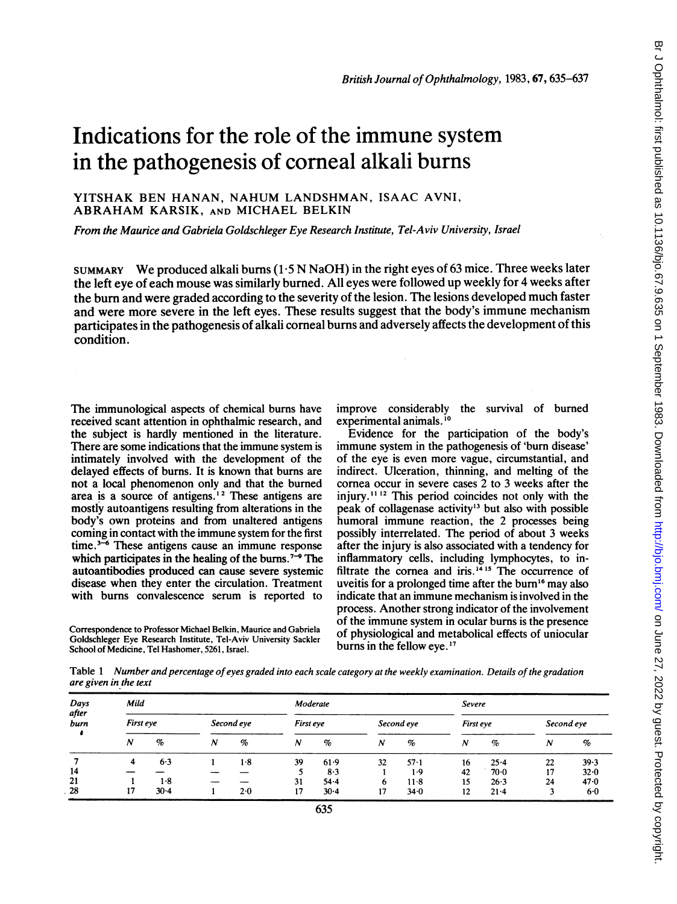# Indications for the role of the immune system in the pathogenesis of corneal alkali burns

YITSHAK BEN HANAN, NAHUM LANDSHMAN, ISAAC AVNI, ABRAHAM KARSIK, AND MICHAEL BELKIN

*From the Maurice and Gabriela Goldschleger Eye Research Institute, Tel-Aviv University, Israel*

SUMMARY We produced alkali burns (1·5 N NaOH) in the right eyes of 63 mice. Three weeks later the left eye of each mouse was similarly burned. All eyes were followed up weekly for 4 weeks after the burn and were graded according to the severity of the lesion. The lesions developed much faster and were more severe in the left eyes. These results suggest that the body's immune mechanism participates in the pathogenesis of alkali corneal burns and adversely affects the development of this condition.

The immunological aspects of chemical burns have received scant attention in ophthalmic research, and the subject is hardly mentioned in the literature. There are some indications that the immune system is intimately involved with the development of the delayed effects of burns. It is known that burns are not a local phenomenon only and that the burned area is a source of antigens.[1,2] These antigens are mostly autoantigens resulting from alterations in the body's own proteins and from unaltered antigens coming in contact with the immune system for the first time.[3-6] These antigens cause an immune response which participates in the healing of the burns.[7-9] The autoantibodies produced can cause severe systemic disease when they enter the circulation. Treatment with burns convalescence serum is reported to improve considerably the survival of burned experimental animals.[10]

Evidence for the participation of the body's immune system in the pathogenesis of 'burn disease' of the eye is even more vague, circumstantial, and indirect. Ulceration, thinning, and melting of the cornea occur in severe cases 2 to 3 weeks after the injury.[11,12] This period coincides not only with the peak of collagenase activity[13] but also with possible humoral immune reaction, the 2 processes being possibly interrelated. The period of about 3 weeks after the injury is also associated with a tendency for inflammatory cells, including lymphocytes, to infiltrate the cornea and iris.[14,15] The occurrence of uveitis for a prolonged time after the burn[16] may also indicate that an immune mechanism is involved in the process. Another strong indicator of the involvement of the immune system in ocular burns is the presence of physiological and metabolical effects of uniocular burns in the fellow eye.[17]

Correspondence to Professor Michael Belkin, Maurice and Gabriela Goldschleger Eye Research Institute, Tel-Aviv University Sackler School of Medicine, Tel Hashomer, 5261, Israel.

Table 1 *Number and percentage of eyes graded into each scale category at the weekly examination. Details of the gradation are given in the text*

| Days after burn | Mild | | | | Moderate | | | | Severe | | | |
|---|---|---|---|---|---|---|---|---|---|---|---|---|
| | First eye | | Second eye | | First eye | | Second eye | | First eye | | Second eye | |
| | N | % | N | % | N | % | N | % | N | % | N | % |
| 7 | 4 | 6·3 | 1 | 1·8 | 39 | 61·9 | 32 | 57·1 | 16 | 25·4 | 22 | 39·3 |
| 14 | — | — | — | — | 5 | 8·3 | 1 | 1·9 | 42 | 70·0 | 17 | 32·0 |
| 21 | 1 | 1·8 | — | — | 31 | 54·4 | 6 | 11·8 | 15 | 26·3 | 24 | 47·0 |
| 28 | 17 | 30·4 | 1 | 2·0 | 17 | 30·4 | 17 | 34·0 | 12 | 21·4 | 3 | 6·0 |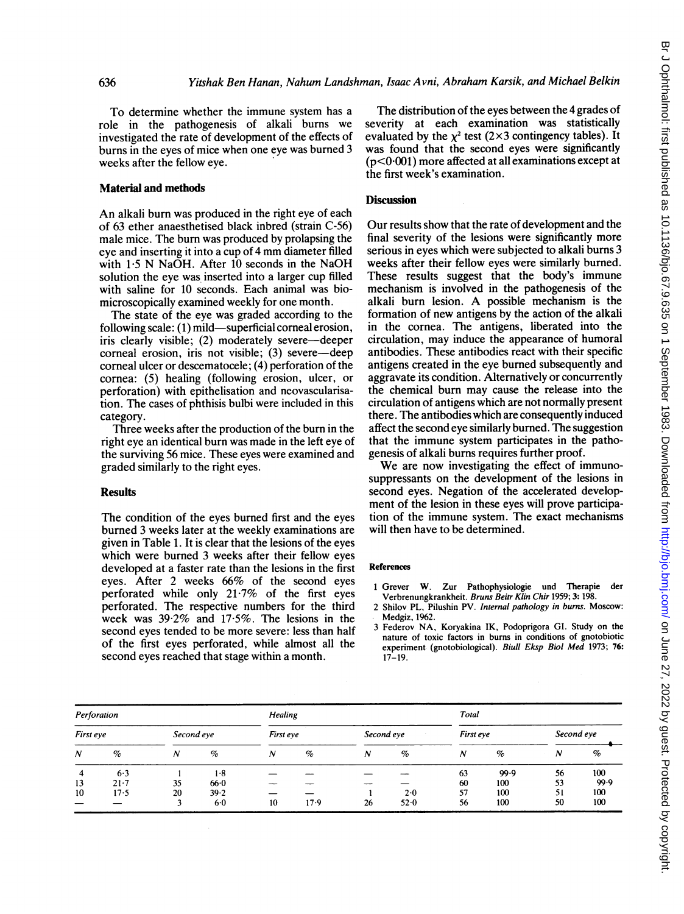To determine whether the immune system has a role in the pathogenesis of alkali burns we investigated the rate of development of the effects of burns in the eyes of mice when one eye was burned 3 weeks after the fellow eye.

## Material and methods

An alkali burn was produced in the right eye of each of 63 ether anaesthetised black inbred (strain C-56) male mice. The burn was produced by prolapsing the eye and inserting it into a cup of 4 mm diameter filled with 1·5 N NaOH. After 10 seconds in the NaOH solution the eye was inserted into a larger cup filled with saline for 10 seconds. Each animal was biomicroscopically examined weekly for one month.

The state of the eye was graded according to the following scale: (1) mild—superficial corneal erosion, iris clearly visible; (2) moderately severe—deeper corneal erosion, iris not visible; (3) severe—deep corneal ulcer or descematocele; (4) perforation of the cornea: (5) healing (following erosion, ulcer, or perforation) with epithelisation and neovascularisation. The cases of phthisis bulbi were included in this category.

Three weeks after the production of the burn in the right eye an identical burn was made in the left eye of the surviving 56 mice. These eyes were examined and graded similarly to the right eyes.

## Results

The condition of the eyes burned first and the eyes burned 3 weeks later at the weekly examinations are given in Table 1. It is clear that the lesions of the eyes which were burned 3 weeks after their fellow eyes developed at a faster rate than the lesions in the first eyes. After 2 weeks 66% of the second eyes perforated while only 21·7% of the first eyes perforated. The respective numbers for the third week was 39·2% and 17·5%. The lesions in the second eyes tended to be more severe: less than half of the first eyes perforated, while almost all the second eyes reached that stage within a month.

The distribution of the eyes between the 4 grades of severity at each examination was statistically evaluated by the $\chi^2$ test (2×3 contingency tables). It was found that the second eyes were significantly ($p<0·001$) more affected at all examinations except at the first week's examination.

## Discussion

Our results show that the rate of development and the final severity of the lesions were significantly more serious in eyes which were subjected to alkali burns 3 weeks after their fellow eyes were similarly burned. These results suggest that the body's immune mechanism is involved in the pathogenesis of the alkali burn lesion. A possible mechanism is the formation of new antigens by the action of the alkali in the cornea. The antigens, liberated into the circulation, may induce the appearance of humoral antibodies. These antibodies react with their specific antigens created in the eye burned subsequently and aggravate its condition. Alternatively or concurrently the chemical burn may cause the release into the circulation of antigens which are not normally present there. The antibodies which are consequently induced affect the second eye similarly burned. The suggestion that the immune system participates in the pathogenesis of alkali burns requires further proof.

We are now investigating the effect of immunosuppressants on the development of the lesions in second eyes. Negation of the accelerated development of the lesion in these eyes will prove participation of the immune system. The exact mechanisms will then have to be determined.

### References

1 Grever W. Zur Pathophysiologie und Therapie der Verbrenungkrankheit. *Bruns Beitr Klin Chir* 1959; **3:** 198.
2 Shilov PL, Pilushin PV. *Internal pathology in burns.* Moscow: Medgiz, 1962.
3 Federov NA, Koryakina IK, Podoprigora GI. Study on the nature of toxic factors in burns in conditions of gnotobiotic experiment (gnotobiological). *Biull Eksp Biol Med* 1973; **76:** 17–19.

| *Perforation* | | | | *Healing* | | | | *Total* | | | |
|---|---|---|---|---|---|---|---|---|---|---|---|
| *First eye* | | *Second eye* | | *First eye* | | *Second eye* | | *First eye* | | *Second eye* | |
| *N* | *%* | *N* | *%* | *N* | *%* | *N* | *%* | *N* | *%* | *N* | *%* |
| 4 | 6·3 | 1 | 1·8 | — | — | — | — | 63 | 99·9 | 56 | 100 |
| 13 | 21·7 | 35 | 66·0 | — | — | — | — | 60 | 100 | 53 | 99·9 |
| 10 | 17·5 | 20 | 39·2 | — | — | 1 | 2·0 | 57 | 100 | 51 | 100 |
| — | — | 3 | 6·0 | 10 | 17·9 | 26 | 52·0 | 56 | 100 | 50 | 100 |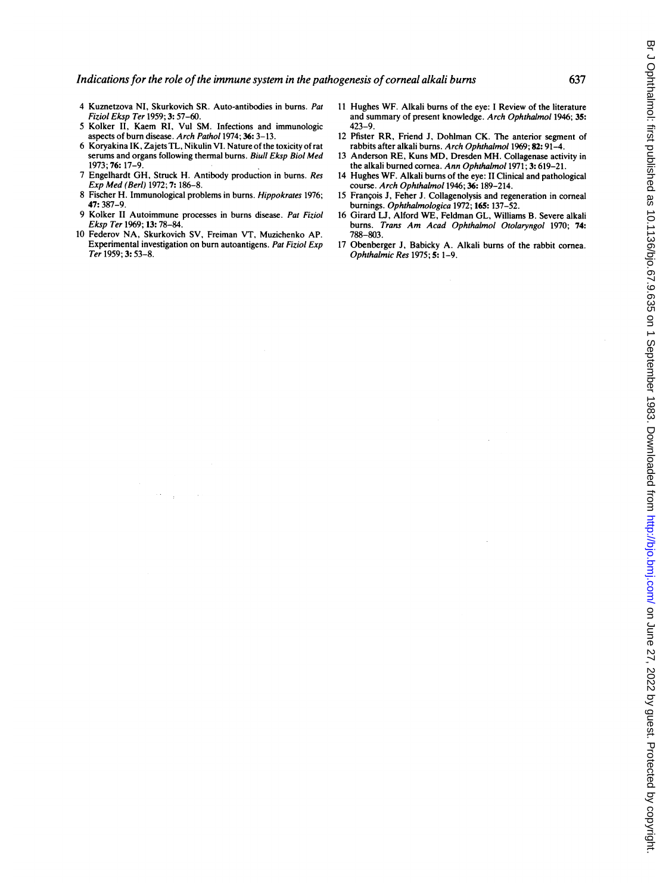4 Kuznetzova NI, Skurkovich SR. Auto-antibodies in burns. *Pat Fiziol Eksp Ter* 1959; **3:** 57–60.
5 Kolker II, Kaem RI, Vul SM. Infections and immunologic aspects of burn disease. *Arch Pathol* 1974; **36:** 3–13.
6 Koryakina IK, Zajets TL, Nikulin VI. Nature of the toxicity of rat serums and organs following thermal burns. *Biull Eksp Biol Med* 1973; **76:** 17–9.
7 Engelhardt GH, Struck H. Antibody production in burns. *Res Exp Med (Berl)* 1972; **7:** 186–8.
8 Fischer H. Immunological problems in burns. *Hippokrates* 1976; **47:** 387–9.
9 Kolker II Autoimmune processes in burns disease. *Pat Fiziol Eksp Ter* 1969; **13:** 78–84.
10 Federov NA, Skurkovich SV, Freiman VT, Muzichenko AP. Experimental investigation on burn autoantigens. *Pat Fiziol Exp Ter* 1959; **3:** 53–8.
11 Hughes WF. Alkali burns of the eye: I Review of the literature and summary of present knowledge. *Arch Ophthalmol* 1946; **35:** 423–9.
12 Pfister RR, Friend J, Dohlman CK. The anterior segment of rabbits after alkali burns. *Arch Ophthalmol* 1969; **82:** 91–4.
13 Anderson RE, Kuns MD, Dresden MH. Collagenase activity in the alkali burned cornea. *Ann Ophthalmol* 1971; **3:** 619–21.
14 Hughes WF. Alkali burns of the eye: II Clinical and pathological course. *Arch Ophthalmol* 1946; **36:** 189–214.
15 François J, Feher J. Collagenolysis and regeneration in corneal burnings. *Ophthalmologica* 1972; **165:** 137–52.
16 Girard LJ, Alford WE, Feldman GL, Williams B. Severe alkali burns. *Trans Am Acad Ophthalmol Otolaryngol* 1970; **74:** 788–803.
17 Obenberger J, Babicky A. Alkali burns of the rabbit cornea. *Ophthalmic Res* 1975; **5:** 1–9.